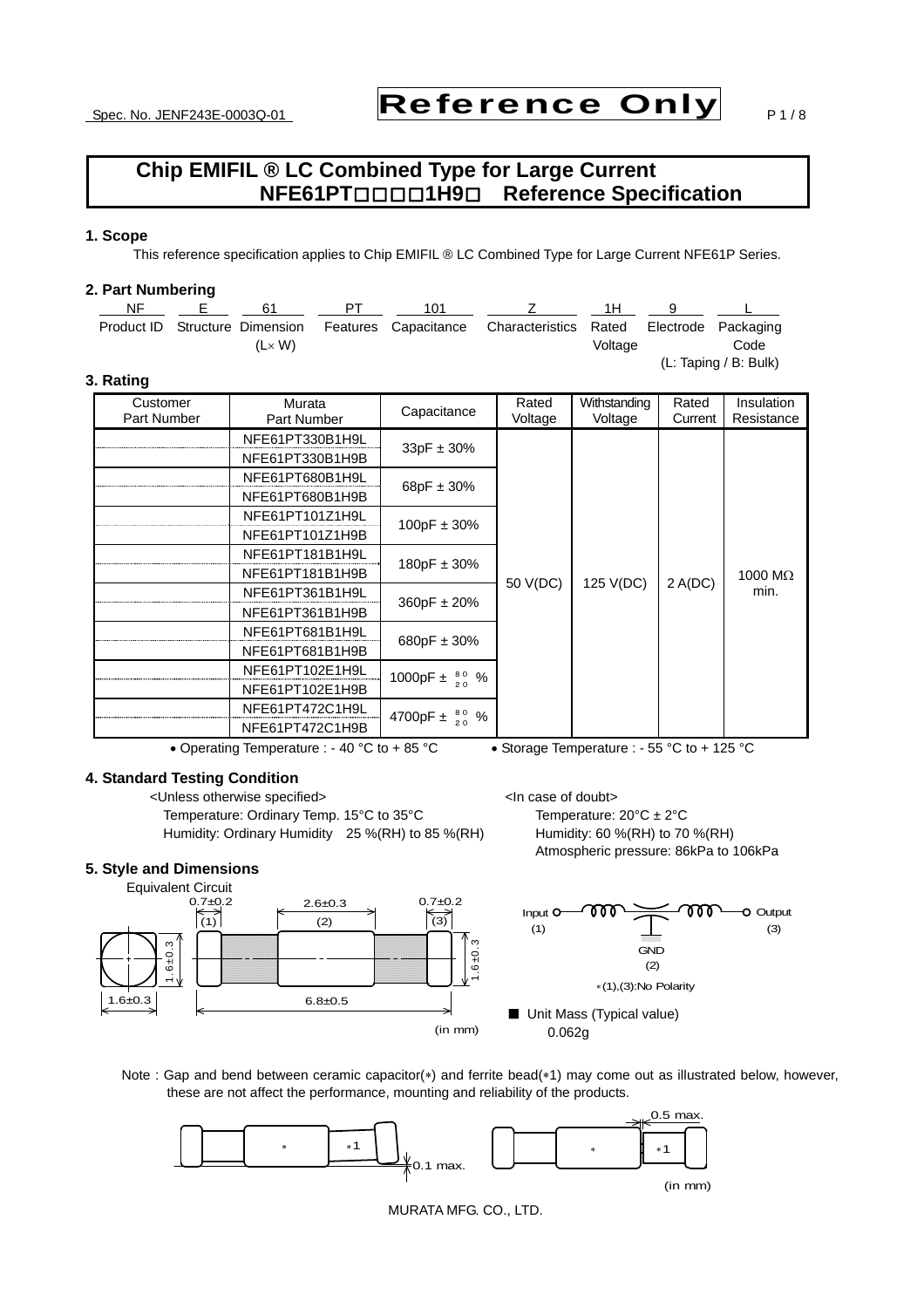Spec. No. JENF243E-0003Q-01

**Reference Only**

# Chip EMIFIL ® LC Combined Type for Large Current NFE61PT□□□□1H9□ Reference Specification

## 1. Scope

This reference specification applies to Chip EMIFIL ® LC Combined Type for Large Current NFE61P Series.

## 2. Part Numbering

| NF | E | 61 | PT | 101 | Z | 1H | 9 | L |
|---|---|---|---|---|---|---|---|---|
| Product ID | Structure | Dimension (L× W) | Features | Capacitance | Characteristics | Rated Voltage | Electrode | Packaging Code (L: Taping / B: Bulk) |

## 3. Rating

| Customer Part Number | Murata Part Number | Capacitance | Rated Voltage | Withstanding Voltage | Rated Current | Insulation Resistance |
|---|---|---|---|---|---|---|
| | NFE61PT330B1H9L | 33pF ± 30% | 50 V(DC) | 125 V(DC) | 2 A(DC) | 1000 MΩ min. |
| | NFE61PT330B1H9B | | | | | |
| | NFE61PT680B1H9L | 68pF ± 30% | | | | |
| | NFE61PT680B1H9B | | | | | |
| | NFE61PT101Z1H9L | 100pF ± 30% | | | | |
| | NFE61PT101Z1H9B | | | | | |
| | NFE61PT181B1H9L | 180pF ± 30% | | | | |
| | NFE61PT181B1H9B | | | | | |
| | NFE61PT361B1H9L | 360pF ± 20% | | | | |
| | NFE61PT361B1H9B | | | | | |
| | NFE61PT681B1H9L | 680pF ± 30% | | | | |
| | NFE61PT681B1H9B | | | | | |
| | NFE61PT102E1H9L | 1000pF ± $^{80}_{20}$ % | | | | |
| | NFE61PT102E1H9B | | | | | |
| | NFE61PT472C1H9L | 4700pF ± $^{80}_{20}$ % | | | | |
| | NFE61PT472C1H9B | | | | | |

- Operating Temperature : - 40 °C to + 85 °C
- Storage Temperature : - 55 °C to + 125 °C

## 4. Standard Testing Condition

<Unless otherwise specified>
Temperature: Ordinary Temp. 15°C to 35°C
Humidity: Ordinary Humidity 25 %(RH) to 85 %(RH)

<In case of doubt>
Temperature: 20°C ± 2°C
Humidity: 60 %(RH) to 70 %(RH)
Atmospheric pressure: 86kPa to 106kPa

## 5. Style and Dimensions

Dimensions: 0.7±0.2 (1), 2.6±0.3 (2), 0.7±0.2 (3), 1.6±0.3, 1.6±0.3, 6.8±0.5 (in mm)

Equivalent Circuit

Input (1) — Output (3), GND (2)

*(1),(3):No Polarity

■ Unit Mass (Typical value)
0.062g

Note : Gap and bend between ceramic capacitor(*) and ferrite bead(*1) may come out as illustrated below, however, these are not affect the performance, mounting and reliability of the products.

0.1 max. 0.5 max. (in mm)

MURATA MFG. CO., LTD.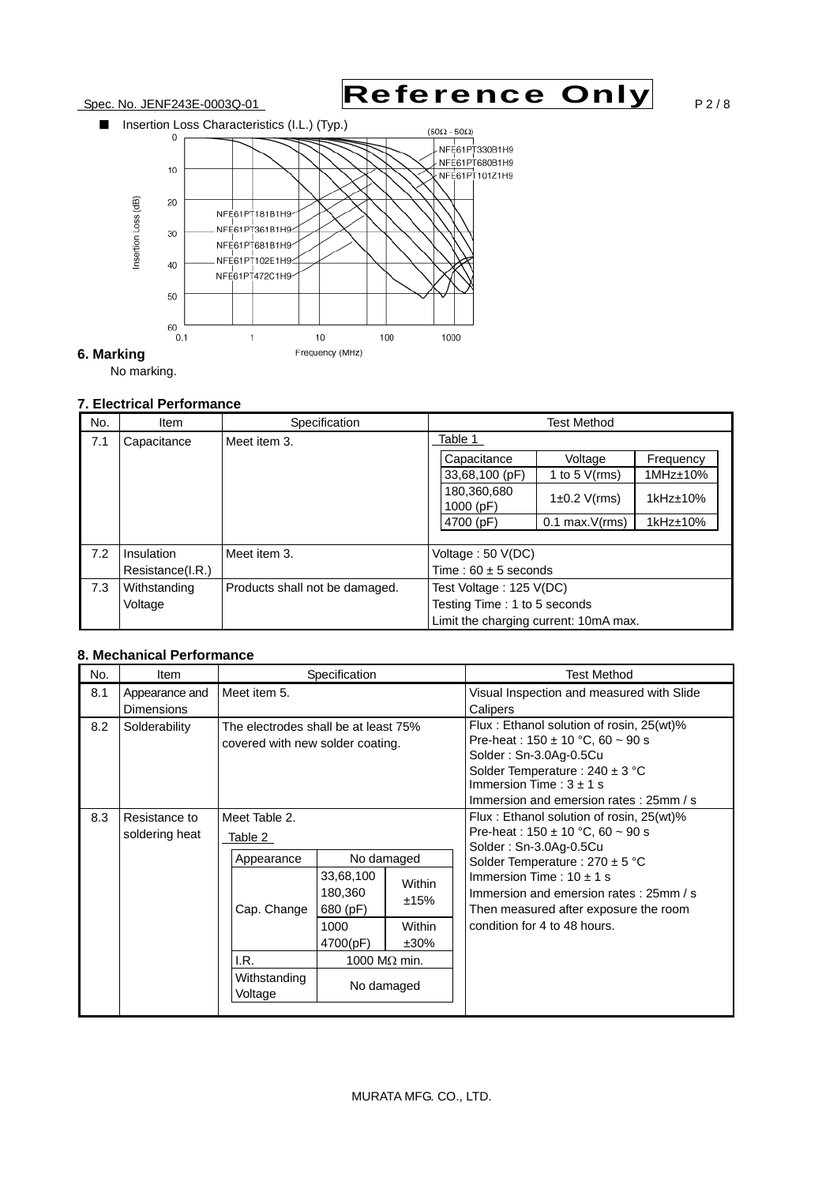■ Insertion Loss Characteristics (I.L.) (Typ.)

(50Ω - 50Ω)

Insertion Loss (dB) vs. Frequency (MHz): NFE61PT330B1H9, NFE61PT680B1H9, NFE61PT101Z1H9, NFE61PT181B1H9, NFE61PT361B1H9, NFE61PT681B1H9, NFE61PT102E1H9, NFE61PT472C1H9

## 6. Marking

No marking.

## 7. Electrical Performance

| No. | Item | Specification | Test Method |
|---|---|---|---|
| 7.1 | Capacitance | Meet item 3. | Table 1<br>Capacitance / Voltage / Frequency<br>33,68,100 (pF) / 1 to 5 V(rms) / 1MHz±10%<br>180,360,680 1000 (pF) / 1±0.2 V(rms) / 1kHz±10%<br>4700 (pF) / 0.1 max.V(rms) / 1kHz±10% |
| 7.2 | Insulation Resistance(I.R.) | Meet item 3. | Voltage : 50 V(DC)<br>Time : 60 ± 5 seconds |
| 7.3 | Withstanding Voltage | Products shall not be damaged. | Test Voltage : 125 V(DC)<br>Testing Time : 1 to 5 seconds<br>Limit the charging current: 10mA max. |

Table 1

| Capacitance | Voltage | Frequency |
|---|---|---|
| 33,68,100 (pF) | 1 to 5 V(rms) | 1MHz±10% |
| 180,360,680 1000 (pF) | 1±0.2 V(rms) | 1kHz±10% |
| 4700 (pF) | 0.1 max.V(rms) | 1kHz±10% |

## 8. Mechanical Performance

| No. | Item | Specification | Test Method |
|---|---|---|---|
| 8.1 | Appearance and Dimensions | Meet item 5. | Visual Inspection and measured with Slide Calipers |
| 8.2 | Solderability | The electrodes shall be at least 75% covered with new solder coating. | Flux : Ethanol solution of rosin, 25(wt)%<br>Pre-heat : 150 ± 10 °C, 60 ~ 90 s<br>Solder : Sn-3.0Ag-0.5Cu<br>Solder Temperature : 240 ± 3 °C<br>Immersion Time : 3 ± 1 s<br>Immersion and emersion rates : 25mm / s |
| 8.3 | Resistance to soldering heat | Meet Table 2. | Flux : Ethanol solution of rosin, 25(wt)%<br>Pre-heat : 150 ± 10 °C, 60 ~ 90 s<br>Solder : Sn-3.0Ag-0.5Cu<br>Solder Temperature : 270 ± 5 °C<br>Immersion Time : 10 ± 1 s<br>Immersion and emersion rates : 25mm / s<br>Then measured after exposure the room condition for 4 to 48 hours. |

Table 2

| Appearance | No damaged | |
|---|---|---|
| Cap. Change | 33,68,100 180,360 680 (pF) | Within ±15% |
| | 1000 4700(pF) | Within ±30% |
| I.R. | 1000 MΩ min. | |
| Withstanding Voltage | No damaged | |

MURATA MFG. CO., LTD.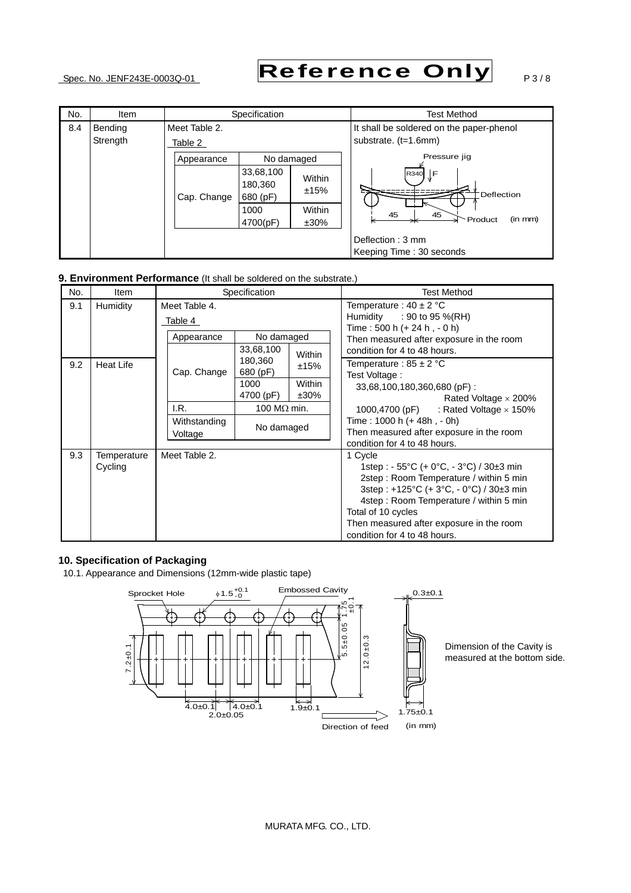| No. | Item | Specification | Test Method |
|---|---|---|---|
| 8.4 | Bending Strength | Meet Table 2.<br>Table 2<br>Appearance: No damaged<br>Cap. Change: 33,68,100 180,360 680 (pF) Within ±15%; 1000 4700(pF) Within ±30% | It shall be soldered on the paper-phenol substrate. (t=1.6mm)<br>Pressure jig R340 F Deflection 45 45 Product (in mm)<br>Deflection : 3 mm<br>Keeping Time : 30 seconds |

## 9. Environment Performance (It shall be soldered on the substrate.)

| No. | Item | Specification | Test Method |
|---|---|---|---|
| 9.1 | Humidity | Meet Table 4.<br>Table 4<br>Appearance: No damaged<br>Cap. Change: 33,68,100 180,360 680 (pF) Within ±15%; 1000 4700 (pF) Within ±30%<br>I.R.: 100 MΩ min.<br>Withstanding Voltage: No damaged | Temperature : 40 ± 2 °C<br>Humidity : 90 to 95 %(RH)<br>Time : 500 h (+ 24 h , - 0 h)<br>Then measured after exposure in the room condition for 4 to 48 hours. |
| 9.2 | Heat Life | (Meet Table 4.) | Temperature : 85 ± 2 °C<br>Test Voltage :<br>33,68,100,180,360,680 (pF) : Rated Voltage × 200%<br>1000,4700 (pF) : Rated Voltage × 150%<br>Time : 1000 h (+ 48h , - 0h)<br>Then measured after exposure in the room condition for 4 to 48 hours. |
| 9.3 | Temperature Cycling | Meet Table 2. | 1 Cycle<br>1step : - 55°C (+ 0°C, - 3°C) / 30±3 min<br>2step : Room Temperature / within 5 min<br>3step : +125°C (+ 3°C, - 0°C) / 30±3 min<br>4step : Room Temperature / within 5 min<br>Total of 10 cycles<br>Then measured after exposure in the room condition for 4 to 48 hours. |

## 10. Specification of Packaging

10.1. Appearance and Dimensions (12mm-wide plastic tape)

Sprocket Hole $\phi 1.5^{+0.1}_{-0}$ Embossed Cavity 0.3±0.1

1.75±0.1 5.5±0.05 12.0±0.3 7.2±0.1

4.0±0.1 4.0±0.1 2.0±0.05 1.9±0.1 1.75±0.1

Direction of feed (in mm)

Dimension of the Cavity is measured at the bottom side.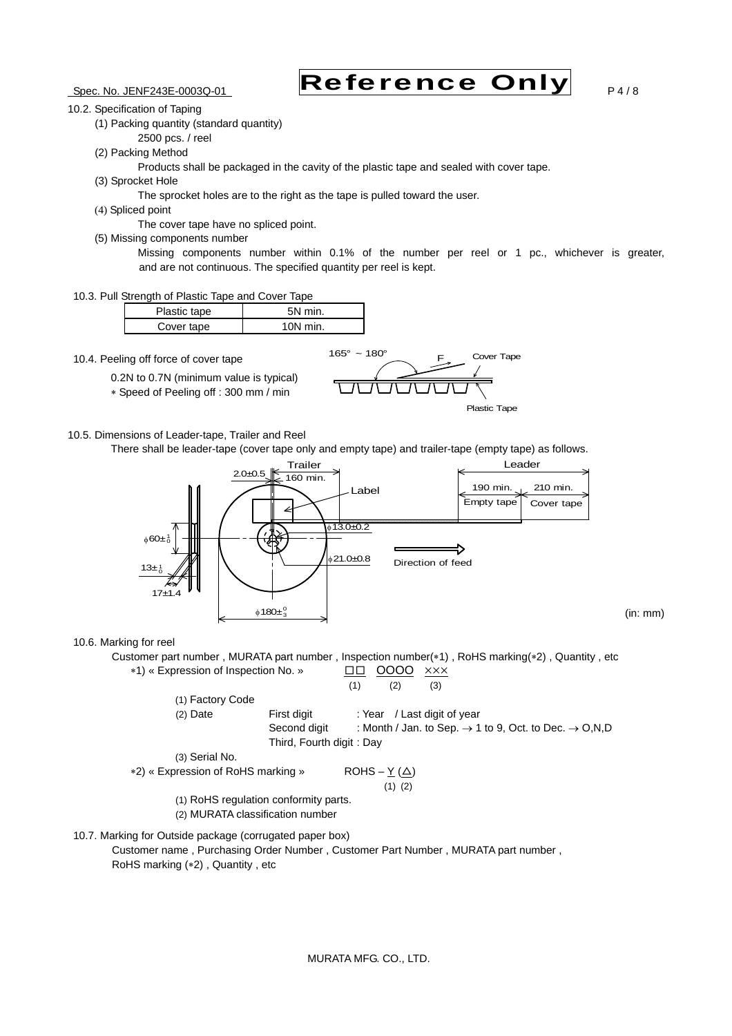### 10.2. Specification of Taping

(1) Packing quantity (standard quantity)

2500 pcs. / reel

(2) Packing Method

Products shall be packaged in the cavity of the plastic tape and sealed with cover tape.

(3) Sprocket Hole

The sprocket holes are to the right as the tape is pulled toward the user.

(4) Spliced point

The cover tape have no spliced point.

(5) Missing components number

Missing components number within 0.1% of the number per reel or 1 pc., whichever is greater, and are not continuous. The specified quantity per reel is kept.

### 10.3. Pull Strength of Plastic Tape and Cover Tape

| Plastic tape | 5N min. |
|---|---|
| Cover tape | 10N min. |

### 10.4. Peeling off force of cover tape

0.2N to 0.7N (minimum value is typical)

∗ Speed of Peeling off : 300 mm / min

165° ~ 180°  F  Cover Tape  Plastic Tape

### 10.5. Dimensions of Leader-tape, Trailer and Reel

There shall be leader-tape (cover tape only and empty tape) and trailer-tape (empty tape) as follows.

Trailer: 160 min.; 2.0±0.5; Label; Leader: 190 min. Empty tape, 210 min. Cover tape; φ13.0±0.2; φ21.0±0.8; Direction of feed; $\phi 60 \pm ^{1}_{0}$; $13 \pm ^{1}_{0}$; 17±1.4; $\phi 180 \pm ^{0}_{3}$

(in: mm)

### 10.6. Marking for reel

Customer part number , MURATA part number , Inspection number(∗1) , RoHS marking(∗2) , Quantity , etc

∗1) « Expression of Inspection No. » □□ OOOO ×××
(1) (2) (3)

(1) Factory Code

(2) Date
- First digit : Year / Last digit of year
- Second digit : Month / Jan. to Sep. → 1 to 9, Oct. to Dec. → O,N,D
- Third, Fourth digit : Day

(3) Serial No.

∗2) « Expression of RoHS marking » ROHS – Y (△)
(1) (2)

(1) RoHS regulation conformity parts.

(2) MURATA classification number

### 10.7. Marking for Outside package (corrugated paper box)

Customer name , Purchasing Order Number , Customer Part Number , MURATA part number , RoHS marking (∗2) , Quantity , etc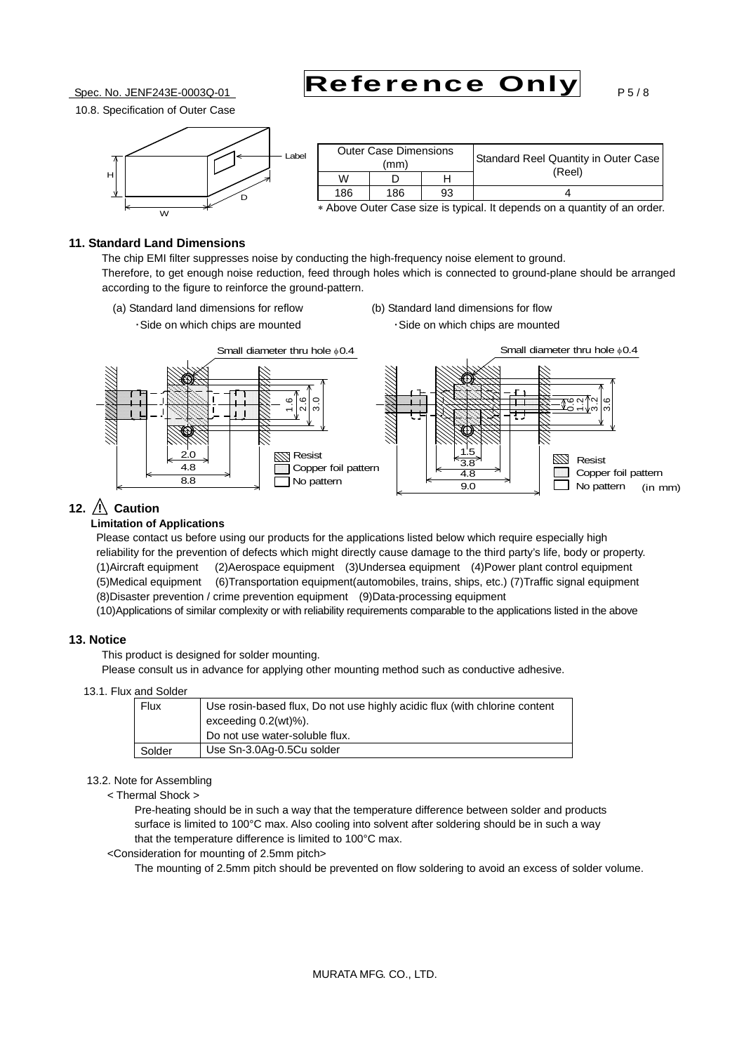10.8. Specification of Outer Case

| Outer Case Dimensions (mm) | | | Standard Reel Quantity in Outer Case (Reel) |
|---|---|---|---|
| W | D | H | |
| 186 | 186 | 93 | 4 |

∗ Above Outer Case size is typical. It depends on a quantity of an order.

## 11. Standard Land Dimensions

The chip EMI filter suppresses noise by conducting the high-frequency noise element to ground.
Therefore, to get enough noise reduction, feed through holes which is connected to ground-plane should be arranged according to the figure to reinforce the ground-pattern.

(a) Standard land dimensions for reflow
・Side on which chips are mounted

(b) Standard land dimensions for flow
・Side on which chips are mounted

## 12. ⚠ Caution

**Limitation of Applications**

Please contact us before using our products for the applications listed below which require especially high reliability for the prevention of defects which might directly cause damage to the third party's life, body or property.
(1)Aircraft equipment (2)Aerospace equipment (3)Undersea equipment (4)Power plant control equipment
(5)Medical equipment (6)Transportation equipment(automobiles, trains, ships, etc.) (7)Traffic signal equipment
(8)Disaster prevention / crime prevention equipment (9)Data-processing equipment
(10)Applications of similar complexity or with reliability requirements comparable to the applications listed in the above

## 13. Notice

This product is designed for solder mounting.
Please consult us in advance for applying other mounting method such as conductive adhesive.

13.1. Flux and Solder

| Flux | Use rosin-based flux, Do not use highly acidic flux (with chlorine content exceeding 0.2(wt)%). Do not use water-soluble flux. |
|---|---|
| Solder | Use Sn-3.0Ag-0.5Cu solder |

13.2. Note for Assembling

< Thermal Shock >

Pre-heating should be in such a way that the temperature difference between solder and products surface is limited to 100°C max. Also cooling into solvent after soldering should be in such a way that the temperature difference is limited to 100°C max.

<Consideration for mounting of 2.5mm pitch>

The mounting of 2.5mm pitch should be prevented on flow soldering to avoid an excess of solder volume.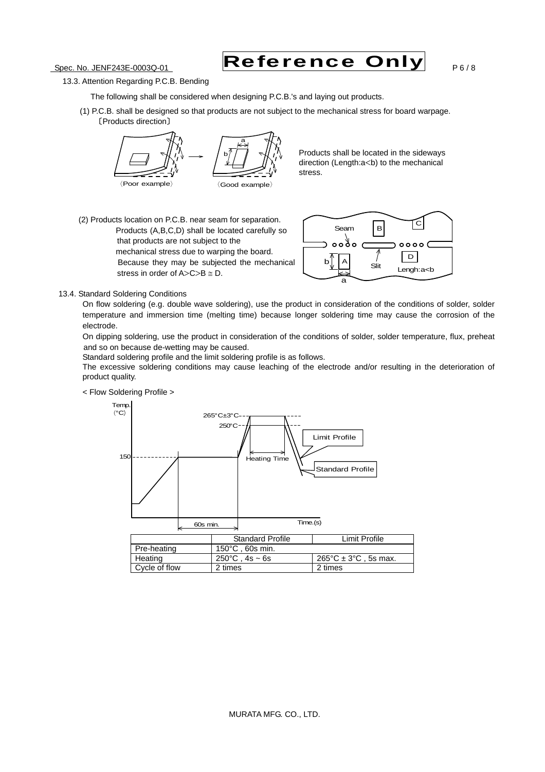13.3. Attention Regarding P.C.B. Bending

The following shall be considered when designing P.C.B.'s and laying out products.

(1) P.C.B. shall be designed so that products are not subject to the mechanical stress for board warpage.
〔Products direction〕

〈Poor example〉 〈Good example〉

Products shall be located in the sideways direction (Length:a<b) to the mechanical stress.

(2) Products location on P.C.B. near seam for separation.
Products (A,B,C,D) shall be located carefully so that products are not subject to the mechanical stress due to warping the board.
Because they may be subjected the mechanical stress in order of A>C>B ≅ D.

Seam, Slit, Lengh:a<b

13.4. Standard Soldering Conditions

On flow soldering (e.g. double wave soldering), use the product in consideration of the conditions of solder, solder temperature and immersion time (melting time) because longer soldering time may cause the corrosion of the electrode.

On dipping soldering, use the product in consideration of the conditions of solder, solder temperature, flux, preheat and so on because de-wetting may be caused.

Standard soldering profile and the limit soldering profile is as follows.

The excessive soldering conditions may cause leaching of the electrode and/or resulting in the deterioration of product quality.

< Flow Soldering Profile >

Temp. (°C): 265°C±3°C, 250°C, 150; Heating Time; 60s min.; Time.(s); Limit Profile; Standard Profile

| | Standard Profile | Limit Profile |
|---|---|---|
| Pre-heating | 150°C , 60s min. | |
| Heating | 250°C , 4s ~ 6s | 265°C ± 3°C , 5s max. |
| Cycle of flow | 2 times | 2 times |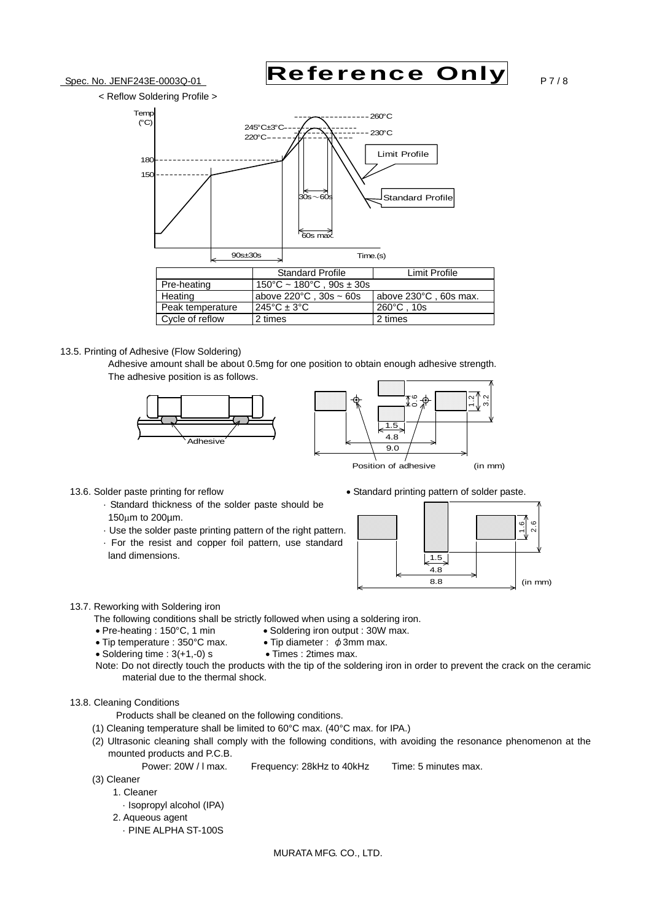< Reflow Soldering Profile >

|  | Standard Profile | Limit Profile |
|---|---|---|
| Pre-heating | 150°C ~ 180°C , 90s ± 30s | |
| Heating | above 220°C , 30s ~ 60s | above 230°C , 60s max. |
| Peak temperature | 245°C ± 3°C | 260°C , 10s |
| Cycle of reflow | 2 times | 2 times |

13.5. Printing of Adhesive (Flow Soldering)

Adhesive amount shall be about 0.5mg for one position to obtain enough adhesive strength.
The adhesive position is as follows.

Position of adhesive (in mm)

13.6. Solder paste printing for reflow

- Standard thickness of the solder paste should be 150μm to 200μm.
- Use the solder paste printing pattern of the right pattern.
- For the resist and copper foil pattern, use standard land dimensions.

• Standard printing pattern of solder paste.

(in mm)

13.7. Reworking with Soldering iron

The following conditions shall be strictly followed when using a soldering iron.

- Pre-heating : 150°C, 1 min
- Soldering iron output : 30W max.
- Tip temperature : 350°C max.
- Tip diameter : ϕ3mm max.
- Soldering time : 3(+1,-0) s
- Times : 2times max.

Note: Do not directly touch the products with the tip of the soldering iron in order to prevent the crack on the ceramic material due to the thermal shock.

13.8. Cleaning Conditions

Products shall be cleaned on the following conditions.

(1) Cleaning temperature shall be limited to 60°C max. (40°C max. for IPA.)

(2) Ultrasonic cleaning shall comply with the following conditions, with avoiding the resonance phenomenon at the mounted products and P.C.B.

Power: 20W / l max. Frequency: 28kHz to 40kHz Time: 5 minutes max.

(3) Cleaner

1. Cleaner
   - Isopropyl alcohol (IPA)
2. Aqueous agent
   - PINE ALPHA ST-100S

MURATA MFG. CO., LTD.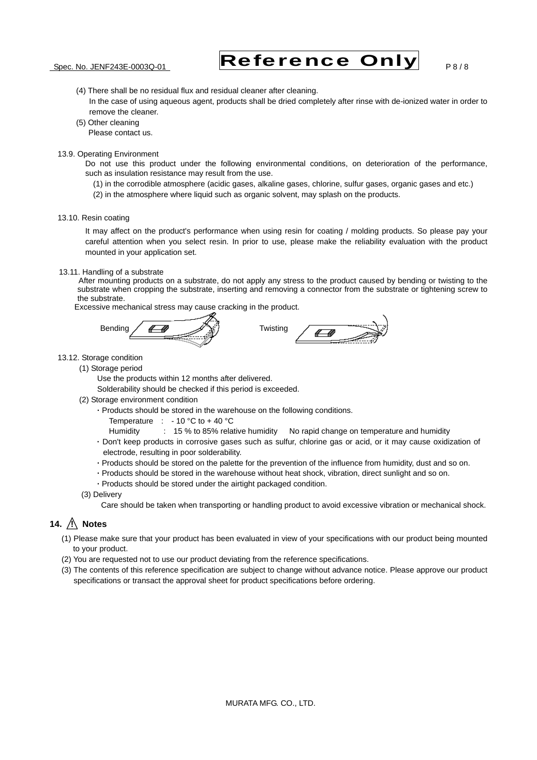(4) There shall be no residual flux and residual cleaner after cleaning.
In the case of using aqueous agent, products shall be dried completely after rinse with de-ionized water in order to remove the cleaner.

(5) Other cleaning
Please contact us.

13.9. Operating Environment

Do not use this product under the following environmental conditions, on deterioration of the performance, such as insulation resistance may result from the use.

(1) in the corrodible atmosphere (acidic gases, alkaline gases, chlorine, sulfur gases, organic gases and etc.)
(2) in the atmosphere where liquid such as organic solvent, may splash on the products.

13.10. Resin coating

It may affect on the product's performance when using resin for coating / molding products. So please pay your careful attention when you select resin. In prior to use, please make the reliability evaluation with the product mounted in your application set.

13.11. Handling of a substrate

After mounting products on a substrate, do not apply any stress to the product caused by bending or twisting to the substrate when cropping the substrate, inserting and removing a connector from the substrate or tightening screw to the substrate.
Excessive mechanical stress may cause cracking in the product.

Bending

Twisting

13.12. Storage condition

(1) Storage period
Use the products within 12 months after delivered.
Solderability should be checked if this period is exceeded.

(2) Storage environment condition
・Products should be stored in the warehouse on the following conditions.
Temperature : - 10 °C to + 40 °C
Humidity : 15 % to 85% relative humidity No rapid change on temperature and humidity
・Don't keep products in corrosive gases such as sulfur, chlorine gas or acid, or it may cause oxidization of electrode, resulting in poor solderability.
・Products should be stored on the palette for the prevention of the influence from humidity, dust and so on.
・Products should be stored in the warehouse without heat shock, vibration, direct sunlight and so on.
・Products should be stored under the airtight packaged condition.

(3) Delivery
Care should be taken when transporting or handling product to avoid excessive vibration or mechanical shock.

## 14. ⚠ Notes

(1) Please make sure that your product has been evaluated in view of your specifications with our product being mounted to your product.
(2) You are requested not to use our product deviating from the reference specifications.
(3) The contents of this reference specification are subject to change without advance notice. Please approve our product specifications or transact the approval sheet for product specifications before ordering.